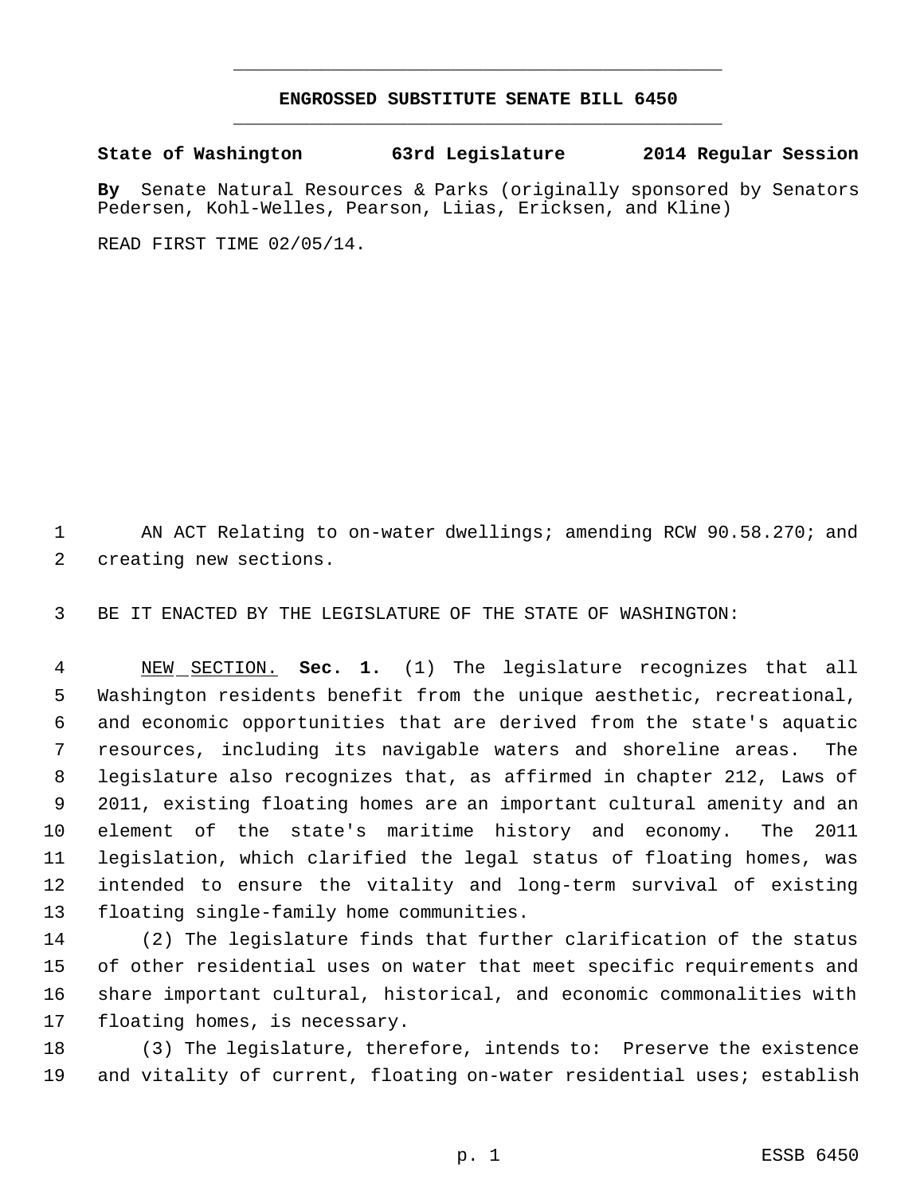# ENGROSSED SUBSTITUTE SENATE BILL 6450

**State of Washington 63rd Legislature 2014 Regular Session**

**By** Senate Natural Resources & Parks (originally sponsored by Senators Pedersen, Kohl-Welles, Pearson, Liias, Ericksen, and Kline)

READ FIRST TIME 02/05/14.

AN ACT Relating to on-water dwellings; amending RCW 90.58.270; and creating new sections.

BE IT ENACTED BY THE LEGISLATURE OF THE STATE OF WASHINGTON:

NEW SECTION. **Sec. 1.** (1) The legislature recognizes that all Washington residents benefit from the unique aesthetic, recreational, and economic opportunities that are derived from the state's aquatic resources, including its navigable waters and shoreline areas. The legislature also recognizes that, as affirmed in chapter 212, Laws of 2011, existing floating homes are an important cultural amenity and an element of the state's maritime history and economy. The 2011 legislation, which clarified the legal status of floating homes, was intended to ensure the vitality and long-term survival of existing floating single-family home communities.

(2) The legislature finds that further clarification of the status of other residential uses on water that meet specific requirements and share important cultural, historical, and economic commonalities with floating homes, is necessary.

(3) The legislature, therefore, intends to: Preserve the existence and vitality of current, floating on-water residential uses; establish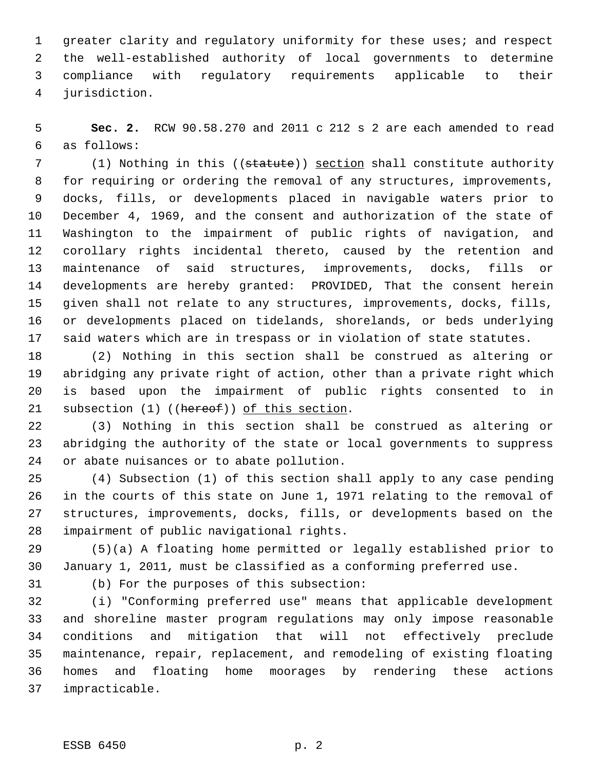greater clarity and regulatory uniformity for these uses; and respect the well-established authority of local governments to determine compliance with regulatory requirements applicable to their jurisdiction.

**Sec. 2.** RCW 90.58.270 and 2011 c 212 s 2 are each amended to read as follows:

(1) Nothing in this ((~~statute~~)) section shall constitute authority for requiring or ordering the removal of any structures, improvements, docks, fills, or developments placed in navigable waters prior to December 4, 1969, and the consent and authorization of the state of Washington to the impairment of public rights of navigation, and corollary rights incidental thereto, caused by the retention and maintenance of said structures, improvements, docks, fills or developments are hereby granted: PROVIDED, That the consent herein given shall not relate to any structures, improvements, docks, fills, or developments placed on tidelands, shorelands, or beds underlying said waters which are in trespass or in violation of state statutes.

(2) Nothing in this section shall be construed as altering or abridging any private right of action, other than a private right which is based upon the impairment of public rights consented to in subsection (1) ((~~hereof~~)) of this section.

(3) Nothing in this section shall be construed as altering or abridging the authority of the state or local governments to suppress or abate nuisances or to abate pollution.

(4) Subsection (1) of this section shall apply to any case pending in the courts of this state on June 1, 1971 relating to the removal of structures, improvements, docks, fills, or developments based on the impairment of public navigational rights.

(5)(a) A floating home permitted or legally established prior to January 1, 2011, must be classified as a conforming preferred use.

(b) For the purposes of this subsection:

(i) "Conforming preferred use" means that applicable development and shoreline master program regulations may only impose reasonable conditions and mitigation that will not effectively preclude maintenance, repair, replacement, and remodeling of existing floating homes and floating home moorages by rendering these actions impracticable.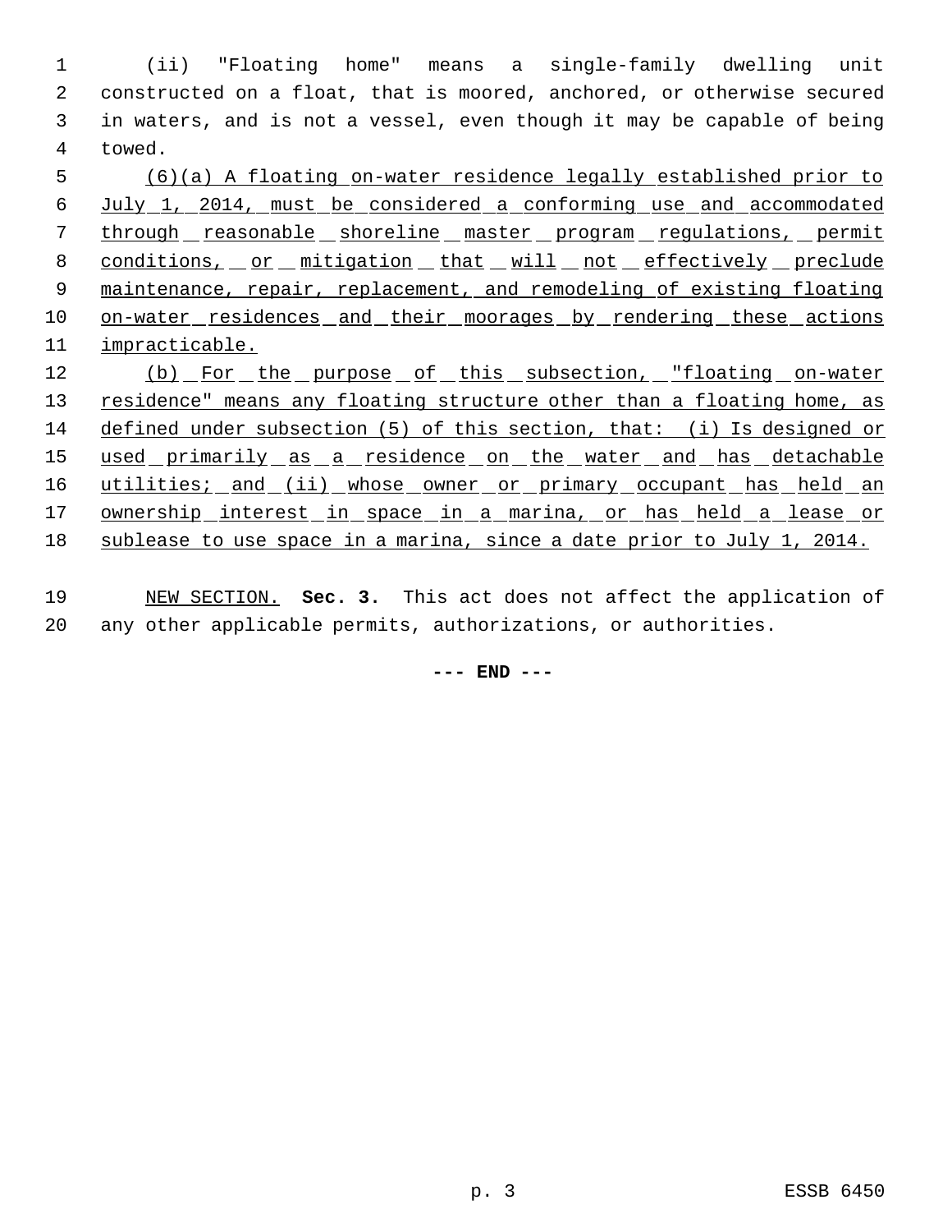(ii) "Floating home" means a single-family dwelling unit constructed on a float, that is moored, anchored, or otherwise secured in waters, and is not a vessel, even though it may be capable of being towed.

(6)(a) A floating on-water residence legally established prior to July 1, 2014, must be considered a conforming use and accommodated through reasonable shoreline master program regulations, permit conditions, or mitigation that will not effectively preclude maintenance, repair, replacement, and remodeling of existing floating on-water residences and their moorages by rendering these actions impracticable.

(b) For the purpose of this subsection, "floating on-water residence" means any floating structure other than a floating home, as defined under subsection (5) of this section, that: (i) Is designed or used primarily as a residence on the water and has detachable utilities; and (ii) whose owner or primary occupant has held an ownership interest in space in a marina, or has held a lease or sublease to use space in a marina, since a date prior to July 1, 2014.

NEW SECTION. **Sec. 3.** This act does not affect the application of any other applicable permits, authorizations, or authorities.

**--- END ---**